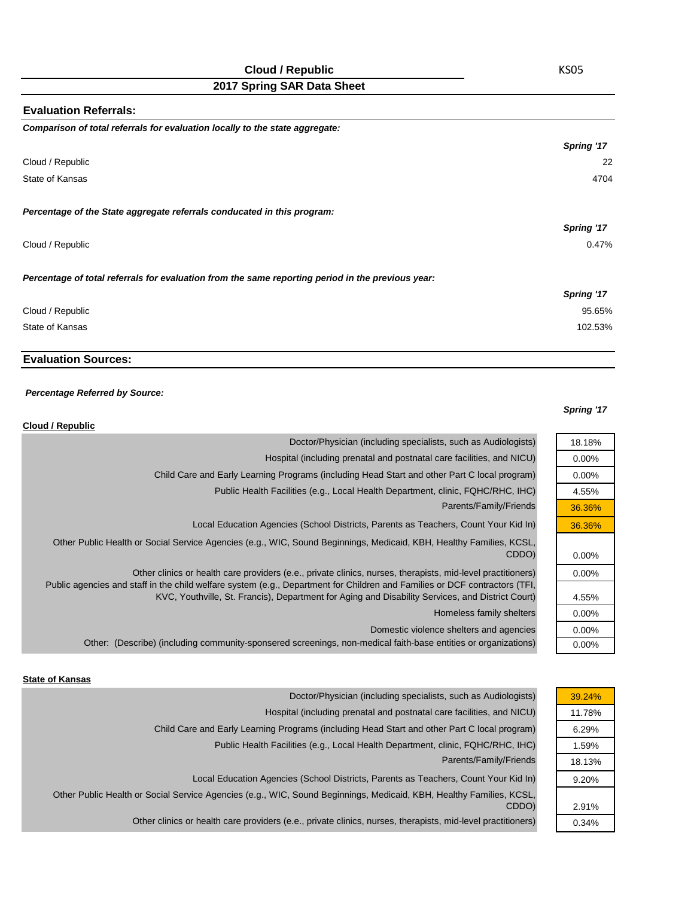# Cloud / Republic

## 2017 Spring SAR Data Sheet

KS05

## Evaluation Referrals:

***Comparison of total referrals for evaluation locally to the state aggregate:***

| | *Spring '17* |
|---|---|
| Cloud / Republic | 22 |
| State of Kansas | 4704 |

***Percentage of the State aggregate referrals conducated in this program:***

| | *Spring '17* |
|---|---|
| Cloud / Republic | 0.47% |

***Percentage of total referrals for evaluation from the same reporting period in the previous year:***

| | *Spring '17* |
|---|---|
| Cloud / Republic | 95.65% |
| State of Kansas | 102.53% |

## Evaluation Sources:

***Percentage Referred by Source:***

**Cloud / Republic**

| Source | *Spring '17* |
|---|---|
| Doctor/Physician (including specialists, such as Audiologists) | 18.18% |
| Hospital (including prenatal and postnatal care facilities, and NICU) | 0.00% |
| Child Care and Early Learning Programs (including Head Start and other Part C local program) | 0.00% |
| Public Health Facilities (e.g., Local Health Department, clinic, FQHC/RHC, IHC) | 4.55% |
| Parents/Family/Friends | 36.36% |
| Local Education Agencies (School Districts, Parents as Teachers, Count Your Kid In) | 36.36% |
| Other Public Health or Social Service Agencies (e.g., WIC, Sound Beginnings, Medicaid, KBH, Healthy Families, KCSL, CDDO) | 0.00% |
| Other clinics or health care providers (e.g., private clinics, nurses, therapists, mid-level practitioners) | 0.00% |
| Public agencies and staff in the child welfare system (e.g., Department for Children and Families or DCF contractors (TFI, KVC, Youthville, St. Francis), Department for Aging and Disability Services, and District Court) | 4.55% |
| Homeless family shelters | 0.00% |
| Domestic violence shelters and agencies | 0.00% |
| Other: (Describe) (including community-sponsered screenings, non-medical faith-base entities or organizations) | 0.00% |

**State of Kansas**

| Source | *Spring '17* |
|---|---|
| Doctor/Physician (including specialists, such as Audiologists) | 39.24% |
| Hospital (including prenatal and postnatal care facilities, and NICU) | 11.78% |
| Child Care and Early Learning Programs (including Head Start and other Part C local program) | 6.29% |
| Public Health Facilities (e.g., Local Health Department, clinic, FQHC/RHC, IHC) | 1.59% |
| Parents/Family/Friends | 18.13% |
| Local Education Agencies (School Districts, Parents as Teachers, Count Your Kid In) | 9.20% |
| Other Public Health or Social Service Agencies (e.g., WIC, Sound Beginnings, Medicaid, KBH, Healthy Families, KCSL, CDDO) | 2.91% |
| Other clinics or health care providers (e.g., private clinics, nurses, therapists, mid-level practitioners) | 0.34% |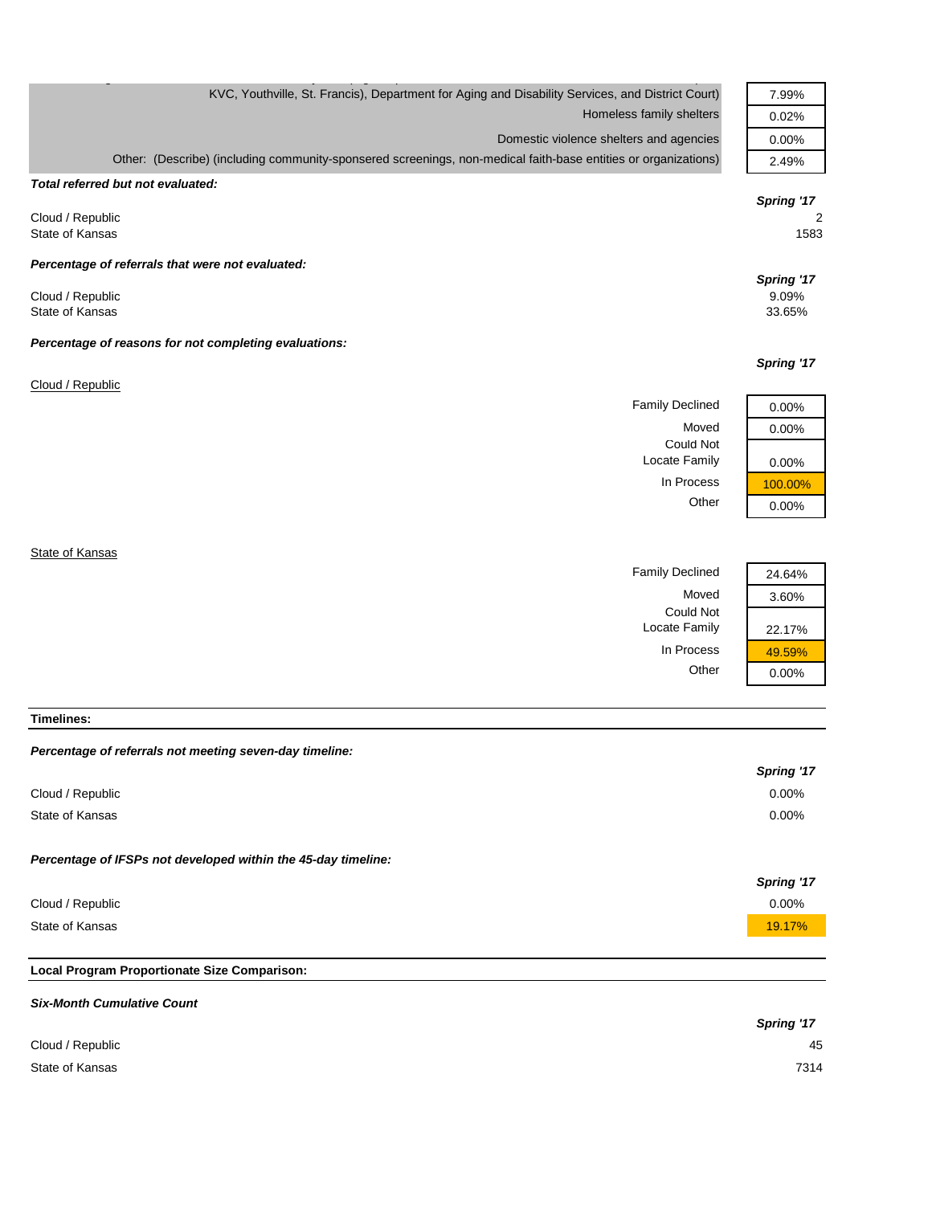| | |
|---|---|
| KVC, Youthville, St. Francis), Department for Aging and Disability Services, and District Court) | 7.99% |
| Homeless family shelters | 0.02% |
| Domestic violence shelters and agencies | 0.00% |
| Other: (Describe) (including community-sponsered screenings, non-medical faith-base entities or organizations) | 2.49% |

***Total referred but not evaluated:***

| | Spring '17 |
|---|---|
| Cloud / Republic | 2 |
| State of Kansas | 1583 |

***Percentage of referrals that were not evaluated:***

| | Spring '17 |
|---|---|
| Cloud / Republic | 9.09% |
| State of Kansas | 33.65% |

***Percentage of reasons for not completing evaluations:***

Cloud / Republic

| | Spring '17 |
|---|---|
| Family Declined | 0.00% |
| Moved | 0.00% |
| Could Not Locate Family | 0.00% |
| In Process | 100.00% |
| Other | 0.00% |

State of Kansas

| | Spring '17 |
|---|---|
| Family Declined | 24.64% |
| Moved | 3.60% |
| Could Not Locate Family | 22.17% |
| In Process | 49.59% |
| Other | 0.00% |

**Timelines:**

***Percentage of referrals not meeting seven-day timeline:***

| | Spring '17 |
|---|---|
| Cloud / Republic | 0.00% |
| State of Kansas | 0.00% |

***Percentage of IFSPs not developed within the 45-day timeline:***

| | Spring '17 |
|---|---|
| Cloud / Republic | 0.00% |
| State of Kansas | 19.17% |

**Local Program Proportionate Size Comparison:**

***Six-Month Cumulative Count***

| | Spring '17 |
|---|---|
| Cloud / Republic | 45 |
| State of Kansas | 7314 |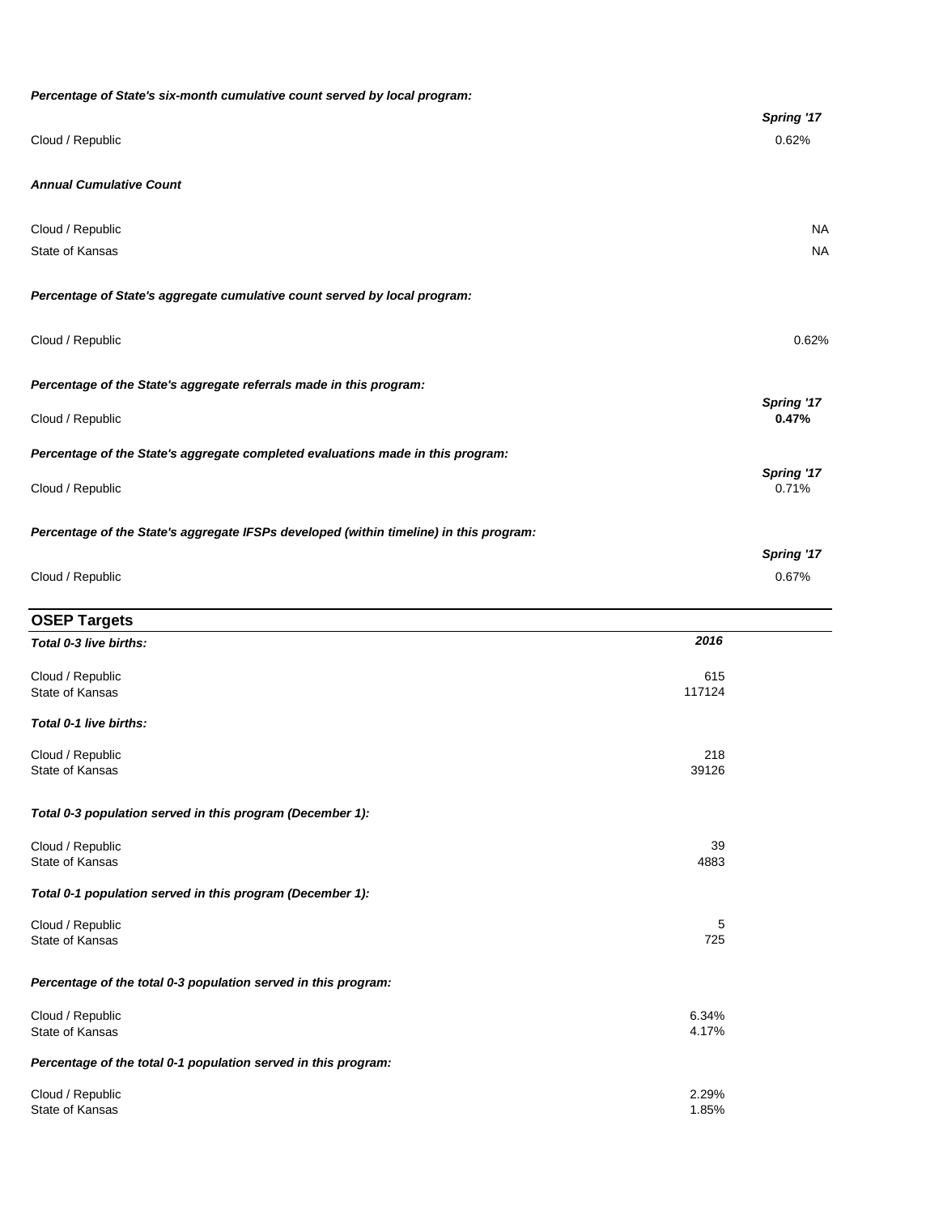***Percentage of State's six-month cumulative count served by local program:***

| | *Spring '17* |
|---|---|
| Cloud / Republic | 0.62% |

***Annual Cumulative Count***

| | |
|---|---|
| Cloud / Republic | NA |
| State of Kansas | NA |

***Percentage of State's aggregate cumulative count served by local program:***

| | |
|---|---|
| Cloud / Republic | 0.62% |

***Percentage of the State's aggregate referrals made in this program:***

| | *Spring '17* |
|---|---|
| Cloud / Republic | **0.47%** |

***Percentage of the State's aggregate completed evaluations made in this program:***

| | *Spring '17* |
|---|---|
| Cloud / Republic | 0.71% |

***Percentage of the State's aggregate IFSPs developed (within timeline) in this program:***

| | *Spring '17* |
|---|---|
| Cloud / Republic | 0.67% |

## OSEP Targets

| ***Total 0-3 live births:*** | ***2016*** |
|---|---|
| Cloud / Republic | 615 |
| State of Kansas | 117124 |

***Total 0-1 live births:***

| | |
|---|---|
| Cloud / Republic | 218 |
| State of Kansas | 39126 |

***Total 0-3 population served in this program (December 1):***

| | |
|---|---|
| Cloud / Republic | 39 |
| State of Kansas | 4883 |

***Total 0-1 population served in this program (December 1):***

| | |
|---|---|
| Cloud / Republic | 5 |
| State of Kansas | 725 |

***Percentage of the total 0-3 population served in this program:***

| | |
|---|---|
| Cloud / Republic | 6.34% |
| State of Kansas | 4.17% |

***Percentage of the total 0-1 population served in this program:***

| | |
|---|---|
| Cloud / Republic | 2.29% |
| State of Kansas | 1.85% |